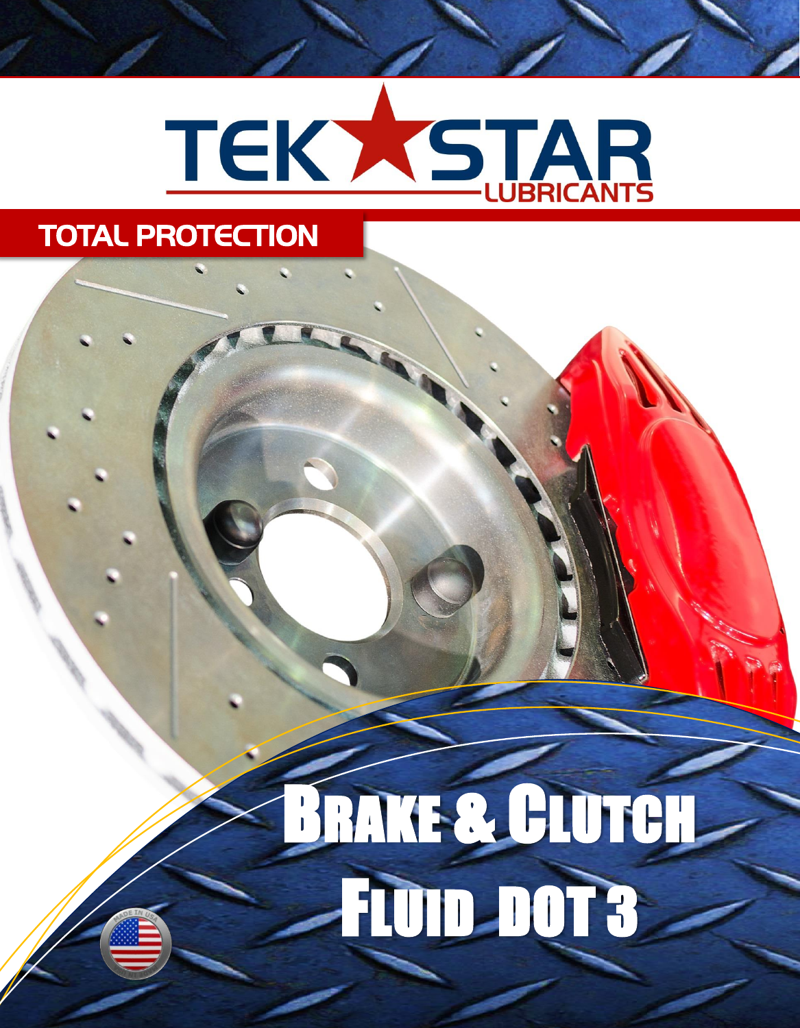# TEK STAR LUBRICANTS

## TOTAL PROTECTION

# BRAKE & CLUTCH FLUID DOT 3

MADE IN USA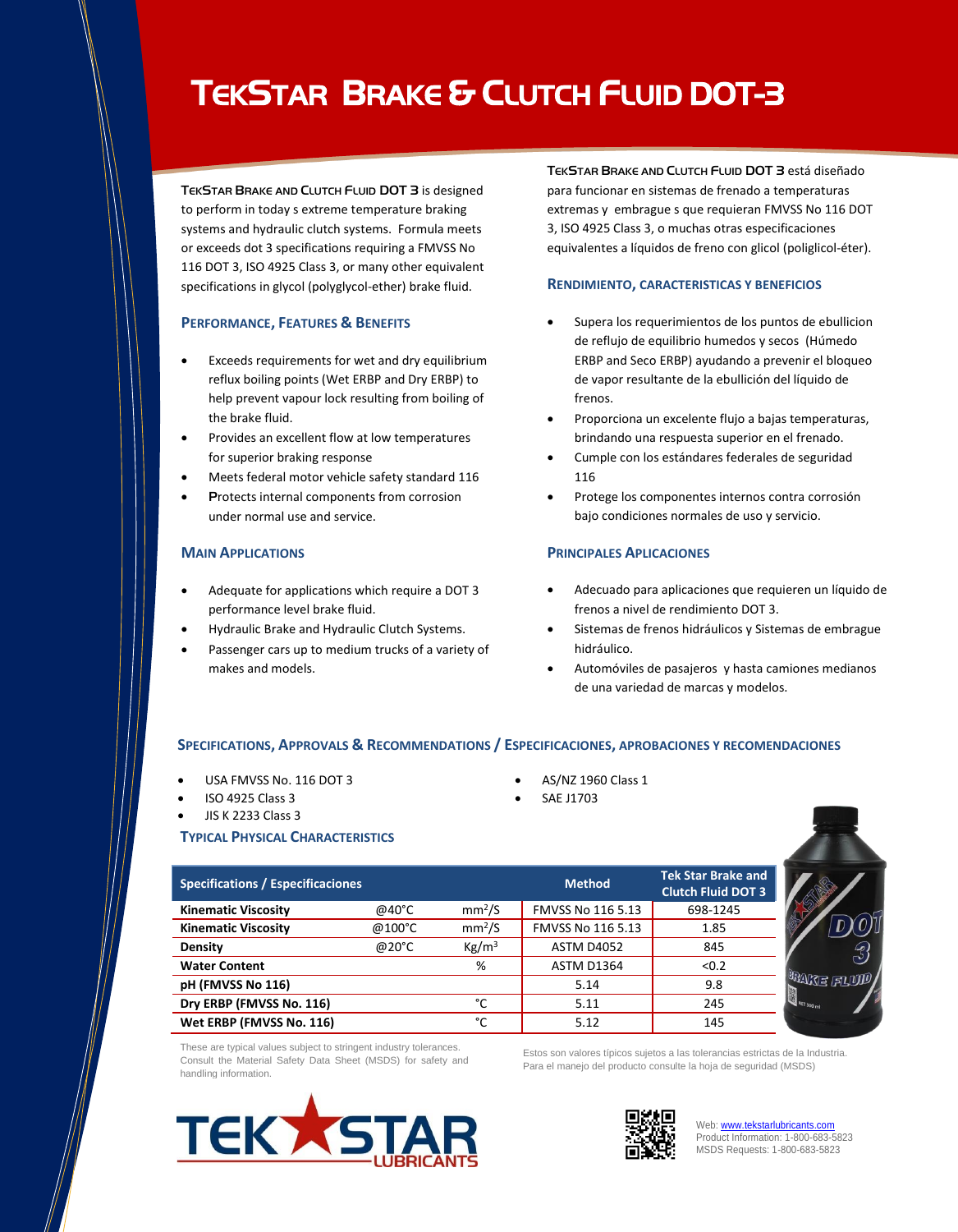# TekStar Brake & Clutch Fluid DOT-3

**TekStar Brake and Clutch Fluid DOT 3** is designed to perform in today s extreme temperature braking systems and hydraulic clutch systems. Formula meets or exceeds dot 3 specifications requiring a FMVSS No 116 DOT 3, ISO 4925 Class 3, or many other equivalent specifications in glycol (polyglycol-ether) brake fluid.

## Performance, Features & Benefits

- Exceeds requirements for wet and dry equilibrium reflux boiling points (Wet ERBP and Dry ERBP) to help prevent vapour lock resulting from boiling of the brake fluid.
- Provides an excellent flow at low temperatures for superior braking response
- Meets federal motor vehicle safety standard 116
- Protects internal components from corrosion under normal use and service.

## Main Applications

- Adequate for applications which require a DOT 3 performance level brake fluid.
- Hydraulic Brake and Hydraulic Clutch Systems.
- Passenger cars up to medium trucks of a variety of makes and models.

**TekStar Brake and Clutch Fluid DOT 3** está diseñado para funcionar en sistemas de frenado a temperaturas extremas y embrague s que requieran FMVSS No 116 DOT 3, ISO 4925 Class 3, o muchas otras especificaciones equivalentes a líquidos de freno con glicol (poliglicol-éter).

## Rendimiento, Caracteristicas y Beneficios

- Supera los requerimientos de los puntos de ebullicion de reflujo de equilibrio humedos y secos (Húmedo ERBP and Seco ERBP) ayudando a prevenir el bloqueo de vapor resultante de la ebullición del líquido de frenos.
- Proporciona un excelente flujo a bajas temperaturas, brindando una respuesta superior en el frenado.
- Cumple con los estándares federales de seguridad 116
- Protege los componentes internos contra corrosión bajo condiciones normales de uso y servicio.

## Principales Aplicaciones

- Adecuado para aplicaciones que requieren un líquido de frenos a nivel de rendimiento DOT 3.
- Sistemas de frenos hidráulicos y Sistemas de embrague hidráulico.
- Automóviles de pasajeros y hasta camiones medianos de una variedad de marcas y modelos.

## Specifications, Approvals & Recommendations / Especificaciones, aprobaciones y recomendaciones

- USA FMVSS No. 116 DOT 3
- ISO 4925 Class 3
- JIS K 2233 Class 3
- AS/NZ 1960 Class 1
- SAE J1703

## Typical Physical Characteristics

| Specifications / Especificaciones | | | Method | Tek Star Brake and Clutch Fluid DOT 3 |
|---|---|---|---|---|
| **Kinematic Viscosity** | @40°C | $mm^2/S$ | FMVSS No 116 5.13 | 698-1245 |
| **Kinematic Viscosity** | @100°C | $mm^2/S$ | FMVSS No 116 5.13 | 1.85 |
| **Density** | @20°C | $Kg/m^3$ | ASTM D4052 | 845 |
| **Water Content** | | % | ASTM D1364 | <0.2 |
| **pH (FMVSS No 116)** | | | 5.14 | 9.8 |
| **Dry ERBP (FMVSS No. 116)** | | °C | 5.11 | 245 |
| **Wet ERBP (FMVSS No. 116)** | | °C | 5.12 | 145 |

These are typical values subject to stringent industry tolerances. Consult the Material Safety Data Sheet (MSDS) for safety and handling information.

Estos son valores típicos sujetos a las tolerancias estrictas de la Industria. Para el manejo del producto consulte la hoja de seguridad (MSDS)

TEK STAR LUBRICANTS

Web: www.tekstarlubricants.com
Product Information: 1-800-683-5823
MSDS Requests: 1-800-683-5823